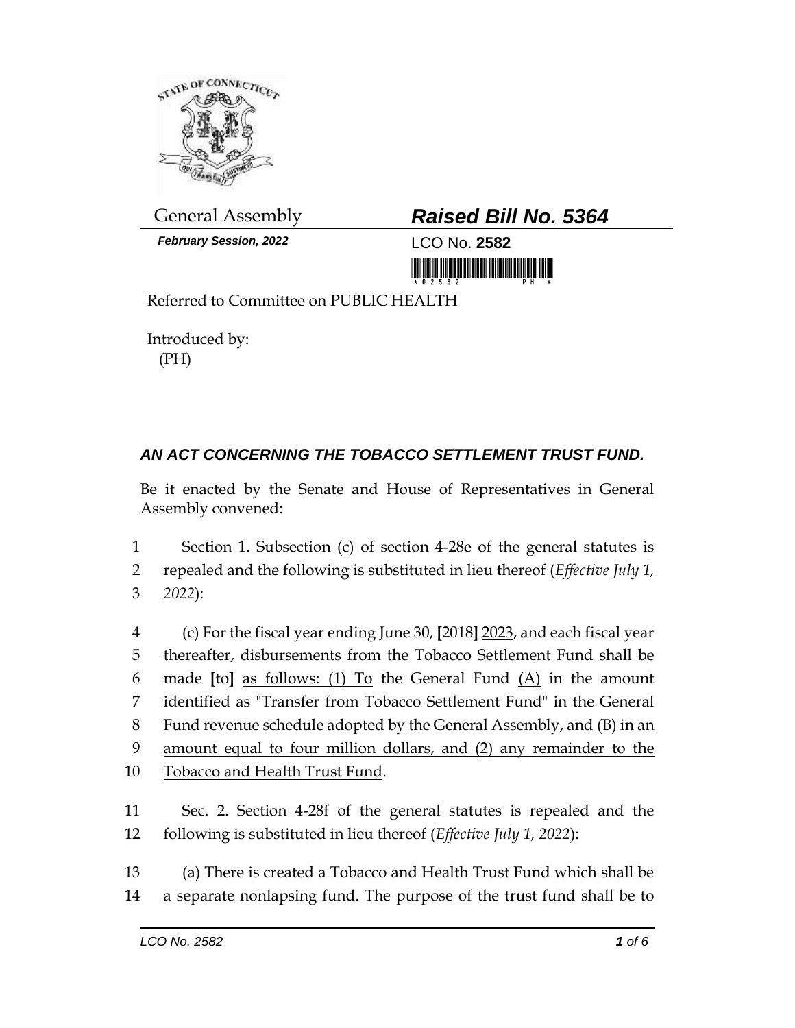General Assembly

**_Raised Bill No. 5364_**

***February Session, 2022***

LCO No. **2582**

Referred to Committee on PUBLIC HEALTH

Introduced by:
(PH)

## *AN ACT CONCERNING THE TOBACCO SETTLEMENT TRUST FUND.*

Be it enacted by the Senate and House of Representatives in General Assembly convened:

1 Section 1. Subsection (c) of section 4-28e of the general statutes is
2 repealed and the following is substituted in lieu thereof (*Effective July 1,*
3 *2022*):

4 (c) For the fiscal year ending June 30, **[**2018**]** <u>2023</u>, and each fiscal year
5 thereafter, disbursements from the Tobacco Settlement Fund shall be
6 made **[**to**]** <u>as follows: (1) To</u> the General Fund <u>(A)</u> in the amount
7 identified as "Transfer from Tobacco Settlement Fund" in the General
8 Fund revenue schedule adopted by the General Assembly<u>, and (B) in an</u>
9 <u>amount equal to four million dollars, and (2) any remainder to the</u>
10 <u>Tobacco and Health Trust Fund</u>.

11 Sec. 2. Section 4-28f of the general statutes is repealed and the
12 following is substituted in lieu thereof (*Effective July 1, 2022*):

13 (a) There is created a Tobacco and Health Trust Fund which shall be
14 a separate nonlapsing fund. The purpose of the trust fund shall be to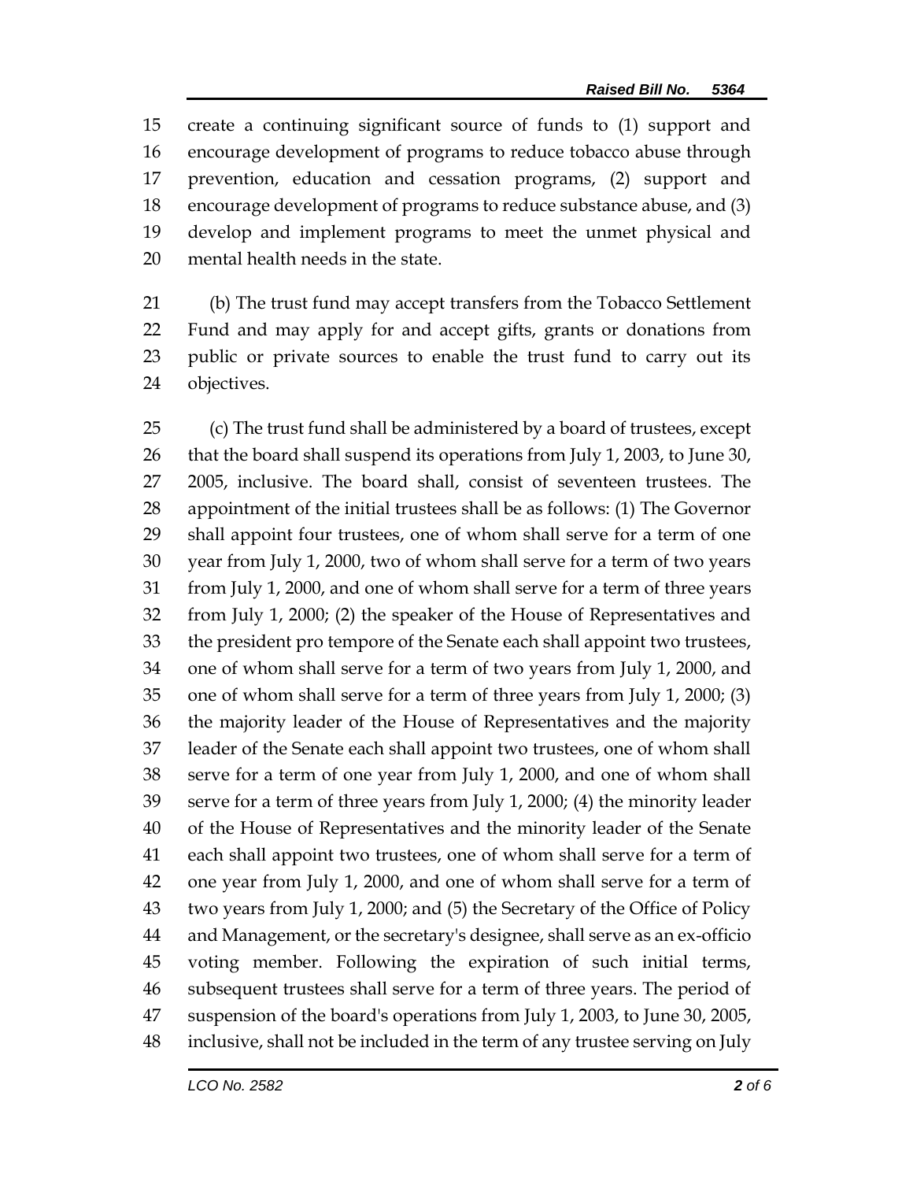create a continuing significant source of funds to (1) support and encourage development of programs to reduce tobacco abuse through prevention, education and cessation programs, (2) support and encourage development of programs to reduce substance abuse, and (3) develop and implement programs to meet the unmet physical and mental health needs in the state.

(b) The trust fund may accept transfers from the Tobacco Settlement Fund and may apply for and accept gifts, grants or donations from public or private sources to enable the trust fund to carry out its objectives.

(c) The trust fund shall be administered by a board of trustees, except that the board shall suspend its operations from July 1, 2003, to June 30, 2005, inclusive. The board shall, consist of seventeen trustees. The appointment of the initial trustees shall be as follows: (1) The Governor shall appoint four trustees, one of whom shall serve for a term of one year from July 1, 2000, two of whom shall serve for a term of two years from July 1, 2000, and one of whom shall serve for a term of three years from July 1, 2000; (2) the speaker of the House of Representatives and the president pro tempore of the Senate each shall appoint two trustees, one of whom shall serve for a term of two years from July 1, 2000, and one of whom shall serve for a term of three years from July 1, 2000; (3) the majority leader of the House of Representatives and the majority leader of the Senate each shall appoint two trustees, one of whom shall serve for a term of one year from July 1, 2000, and one of whom shall serve for a term of three years from July 1, 2000; (4) the minority leader of the House of Representatives and the minority leader of the Senate each shall appoint two trustees, one of whom shall serve for a term of one year from July 1, 2000, and one of whom shall serve for a term of two years from July 1, 2000; and (5) the Secretary of the Office of Policy and Management, or the secretary's designee, shall serve as an ex-officio voting member. Following the expiration of such initial terms, subsequent trustees shall serve for a term of three years. The period of suspension of the board's operations from July 1, 2003, to June 30, 2005, inclusive, shall not be included in the term of any trustee serving on July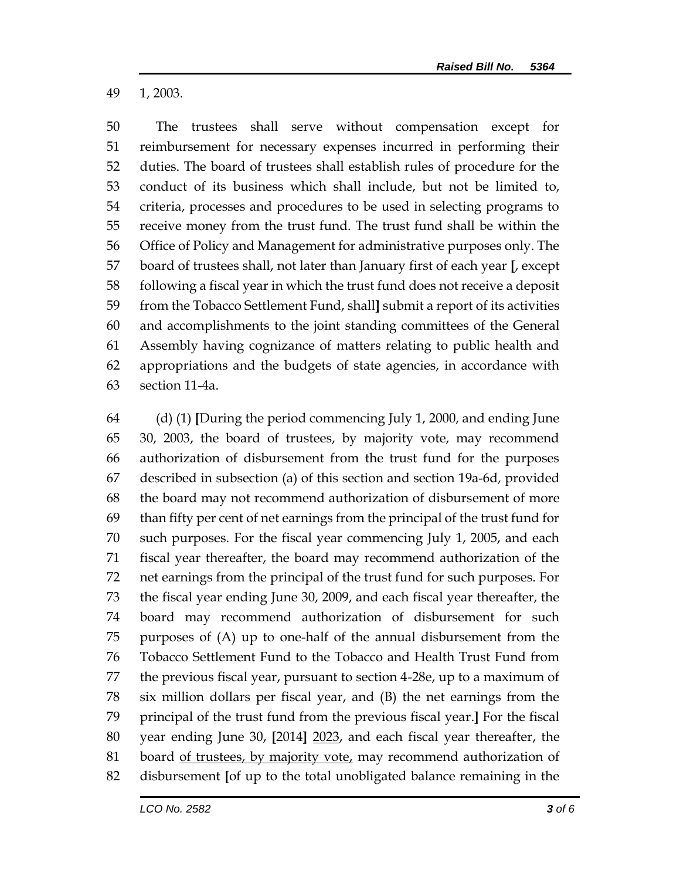1, 2003.

The trustees shall serve without compensation except for reimbursement for necessary expenses incurred in performing their duties. The board of trustees shall establish rules of procedure for the conduct of its business which shall include, but not be limited to, criteria, processes and procedures to be used in selecting programs to receive money from the trust fund. The trust fund shall be within the Office of Policy and Management for administrative purposes only. The board of trustees shall, not later than January first of each year **[**, except following a fiscal year in which the trust fund does not receive a deposit from the Tobacco Settlement Fund, shall**]** submit a report of its activities and accomplishments to the joint standing committees of the General Assembly having cognizance of matters relating to public health and appropriations and the budgets of state agencies, in accordance with section 11-4a.

(d) (1) **[**During the period commencing July 1, 2000, and ending June 30, 2003, the board of trustees, by majority vote, may recommend authorization of disbursement from the trust fund for the purposes described in subsection (a) of this section and section 19a-6d, provided the board may not recommend authorization of disbursement of more than fifty per cent of net earnings from the principal of the trust fund for such purposes. For the fiscal year commencing July 1, 2005, and each fiscal year thereafter, the board may recommend authorization of the net earnings from the principal of the trust fund for such purposes. For the fiscal year ending June 30, 2009, and each fiscal year thereafter, the board may recommend authorization of disbursement for such purposes of (A) up to one-half of the annual disbursement from the Tobacco Settlement Fund to the Tobacco and Health Trust Fund from the previous fiscal year, pursuant to section 4-28e, up to a maximum of six million dollars per fiscal year, and (B) the net earnings from the principal of the trust fund from the previous fiscal year.**]** For the fiscal year ending June 30, **[**2014**]** <u>2023</u>, and each fiscal year thereafter, the board <u>of trustees, by majority vote,</u> may recommend authorization of disbursement **[**of up to the total unobligated balance remaining in the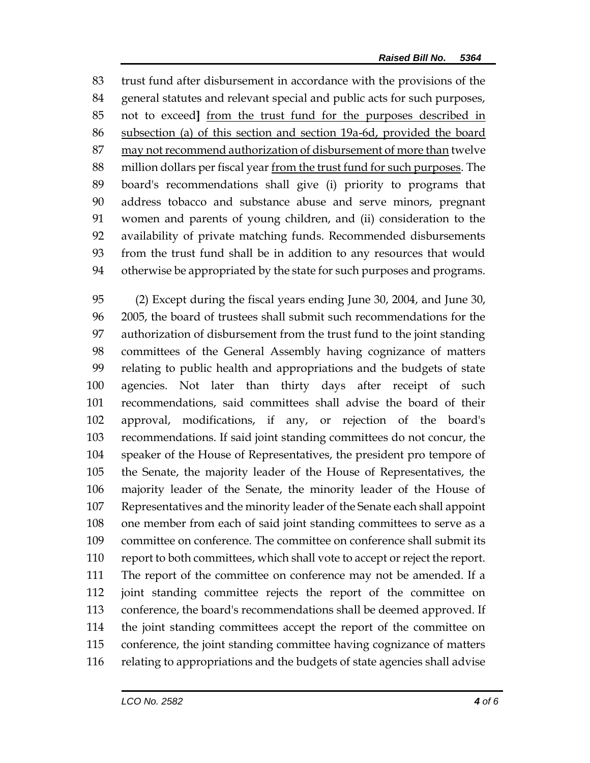83 trust fund after disbursement in accordance with the provisions of the
84 general statutes and relevant special and public acts for such purposes,
85 not to exceed] <u>from the trust fund for the purposes described in</u>
86 <u>subsection (a) of this section and section 19a-6d, provided the board</u>
87 <u>may not recommend authorization of disbursement of more than</u> twelve
88 million dollars per fiscal year <u>from the trust fund for such purposes</u>. The
89 board's recommendations shall give (i) priority to programs that
90 address tobacco and substance abuse and serve minors, pregnant
91 women and parents of young children, and (ii) consideration to the
92 availability of private matching funds. Recommended disbursements
93 from the trust fund shall be in addition to any resources that would
94 otherwise be appropriated by the state for such purposes and programs.

95 (2) Except during the fiscal years ending June 30, 2004, and June 30,
96 2005, the board of trustees shall submit such recommendations for the
97 authorization of disbursement from the trust fund to the joint standing
98 committees of the General Assembly having cognizance of matters
99 relating to public health and appropriations and the budgets of state
100 agencies. Not later than thirty days after receipt of such
101 recommendations, said committees shall advise the board of their
102 approval, modifications, if any, or rejection of the board's
103 recommendations. If said joint standing committees do not concur, the
104 speaker of the House of Representatives, the president pro tempore of
105 the Senate, the majority leader of the House of Representatives, the
106 majority leader of the Senate, the minority leader of the House of
107 Representatives and the minority leader of the Senate each shall appoint
108 one member from each of said joint standing committees to serve as a
109 committee on conference. The committee on conference shall submit its
110 report to both committees, which shall vote to accept or reject the report.
111 The report of the committee on conference may not be amended. If a
112 joint standing committee rejects the report of the committee on
113 conference, the board's recommendations shall be deemed approved. If
114 the joint standing committees accept the report of the committee on
115 conference, the joint standing committee having cognizance of matters
116 relating to appropriations and the budgets of state agencies shall advise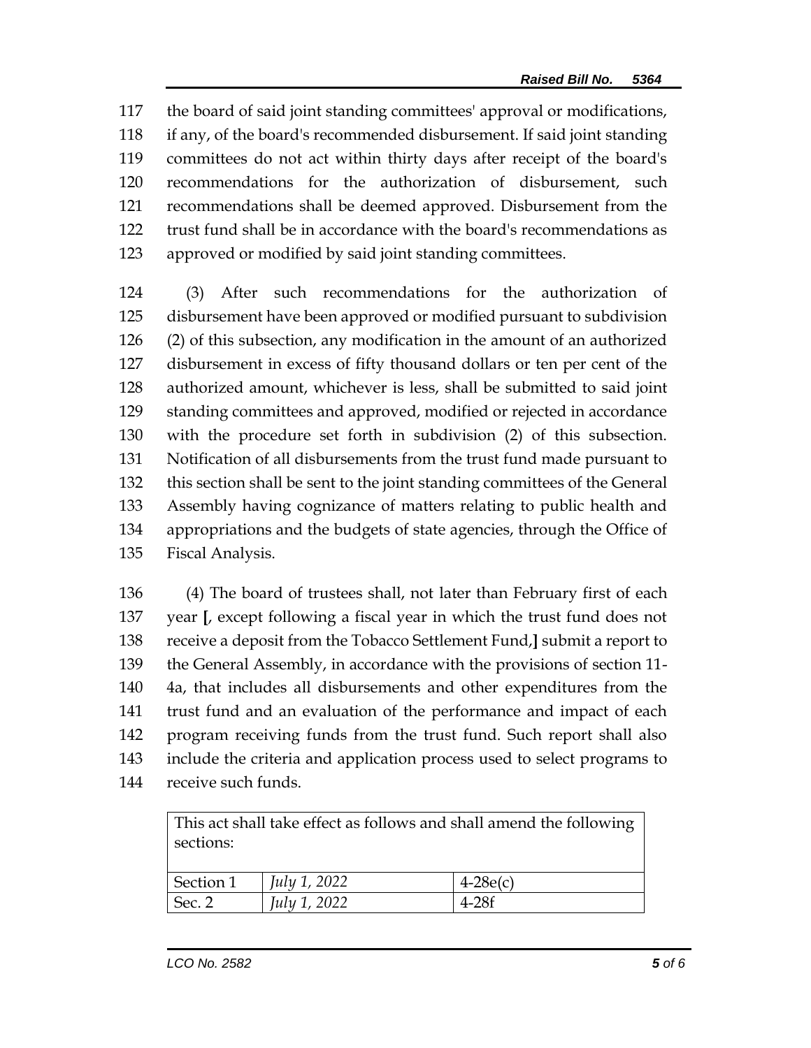117 the board of said joint standing committees' approval or modifications,
118 if any, of the board's recommended disbursement. If said joint standing
119 committees do not act within thirty days after receipt of the board's
120 recommendations for the authorization of disbursement, such
121 recommendations shall be deemed approved. Disbursement from the
122 trust fund shall be in accordance with the board's recommendations as
123 approved or modified by said joint standing committees.

124 (3) After such recommendations for the authorization of
125 disbursement have been approved or modified pursuant to subdivision
126 (2) of this subsection, any modification in the amount of an authorized
127 disbursement in excess of fifty thousand dollars or ten per cent of the
128 authorized amount, whichever is less, shall be submitted to said joint
129 standing committees and approved, modified or rejected in accordance
130 with the procedure set forth in subdivision (2) of this subsection.
131 Notification of all disbursements from the trust fund made pursuant to
132 this section shall be sent to the joint standing committees of the General
133 Assembly having cognizance of matters relating to public health and
134 appropriations and the budgets of state agencies, through the Office of
135 Fiscal Analysis.

136 (4) The board of trustees shall, not later than February first of each
137 year **[**, except following a fiscal year in which the trust fund does not
138 receive a deposit from the Tobacco Settlement Fund,**]** submit a report to
139 the General Assembly, in accordance with the provisions of section 11-
140 4a, that includes all disbursements and other expenditures from the
141 trust fund and an evaluation of the performance and impact of each
142 program receiving funds from the trust fund. Such report shall also
143 include the criteria and application process used to select programs to
144 receive such funds.

| This act shall take effect as follows and shall amend the following sections: | | |
|---|---|---|
| Section 1 | *July 1, 2022* | 4-28e(c) |
| Sec. 2 | *July 1, 2022* | 4-28f |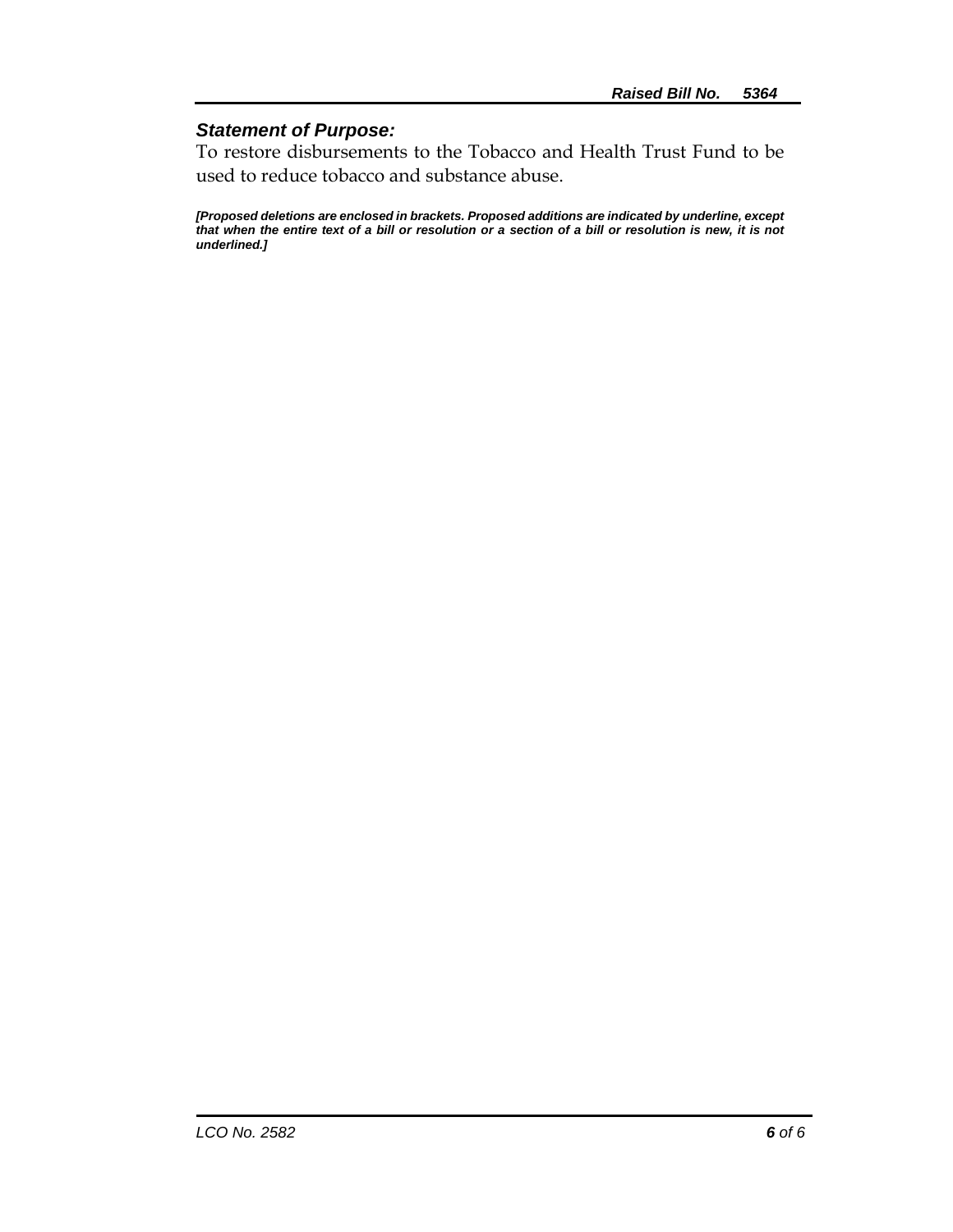### *Statement of Purpose:*

To restore disbursements to the Tobacco and Health Trust Fund to be used to reduce tobacco and substance abuse.

***[Proposed deletions are enclosed in brackets. Proposed additions are indicated by underline, except that when the entire text of a bill or resolution or a section of a bill or resolution is new, it is not underlined.]***